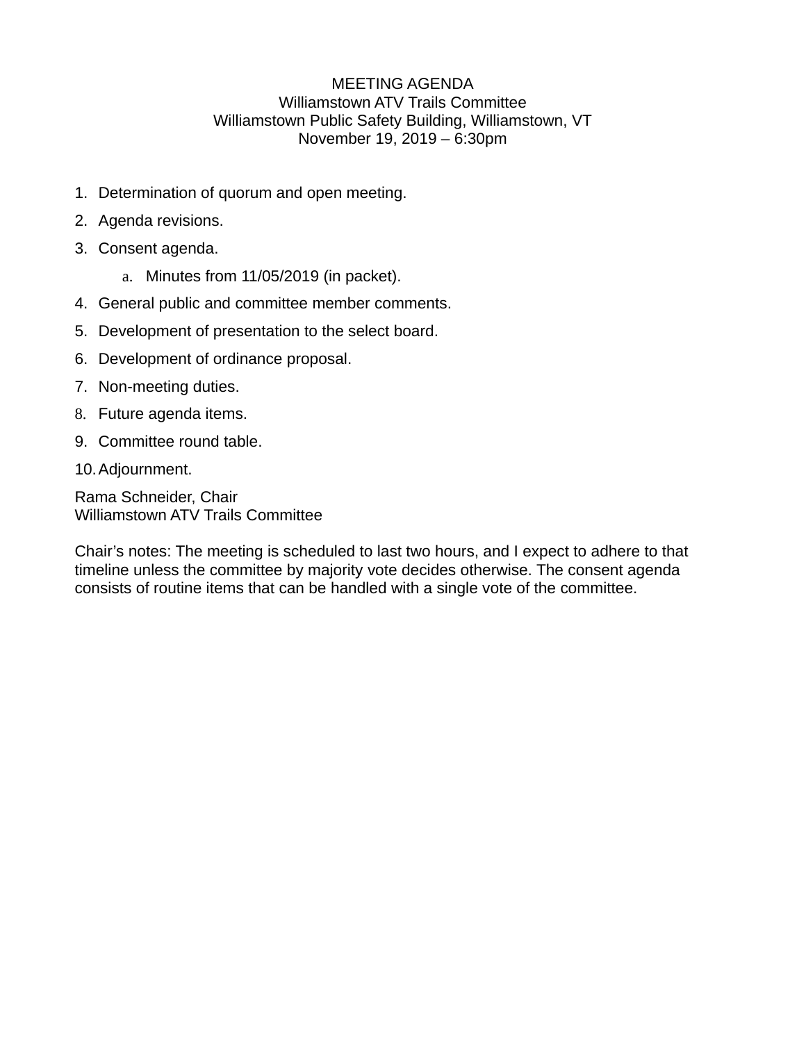# MEETING AGENDA

Williamstown ATV Trails Committee
Williamstown Public Safety Building, Williamstown, VT
November 19, 2019 – 6:30pm

1. Determination of quorum and open meeting.
2. Agenda revisions.
3. Consent agenda.
   a. Minutes from 11/05/2019 (in packet).
4. General public and committee member comments.
5. Development of presentation to the select board.
6. Development of ordinance proposal.
7. Non-meeting duties.
8. Future agenda items.
9. Committee round table.
10. Adjournment.

Rama Schneider, Chair
Williamstown ATV Trails Committee

Chair's notes: The meeting is scheduled to last two hours, and I expect to adhere to that timeline unless the committee by majority vote decides otherwise. The consent agenda consists of routine items that can be handled with a single vote of the committee.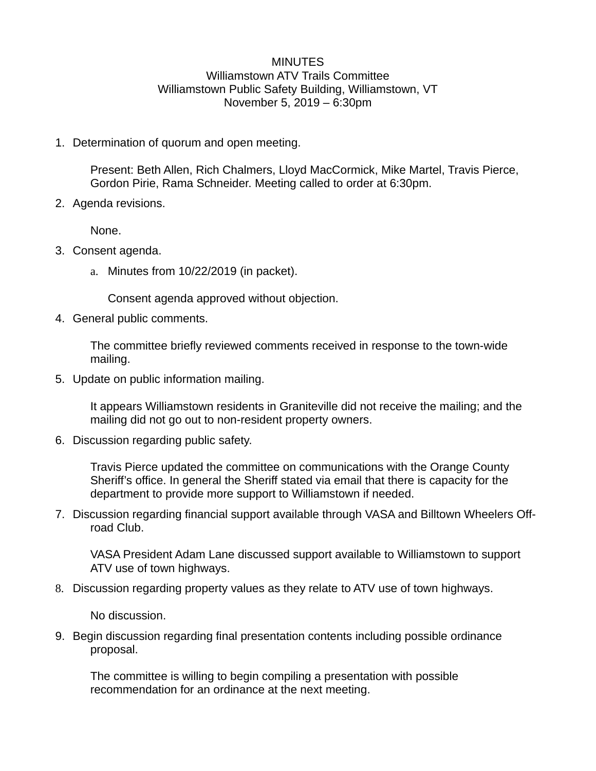MINUTES
Williamstown ATV Trails Committee
Williamstown Public Safety Building, Williamstown, VT
November 5, 2019 – 6:30pm

1. Determination of quorum and open meeting.

   Present: Beth Allen, Rich Chalmers, Lloyd MacCormick, Mike Martel, Travis Pierce, Gordon Pirie, Rama Schneider. Meeting called to order at 6:30pm.

2. Agenda revisions.

   None.

3. Consent agenda.

   a. Minutes from 10/22/2019 (in packet).

      Consent agenda approved without objection.

4. General public comments.

   The committee briefly reviewed comments received in response to the town-wide mailing.

5. Update on public information mailing.

   It appears Williamstown residents in Graniteville did not receive the mailing; and the mailing did not go out to non-resident property owners.

6. Discussion regarding public safety.

   Travis Pierce updated the committee on communications with the Orange County Sheriff's office. In general the Sheriff stated via email that there is capacity for the department to provide more support to Williamstown if needed.

7. Discussion regarding financial support available through VASA and Billtown Wheelers Off-road Club.

   VASA President Adam Lane discussed support available to Williamstown to support ATV use of town highways.

8. Discussion regarding property values as they relate to ATV use of town highways.

   No discussion.

9. Begin discussion regarding final presentation contents including possible ordinance proposal.

   The committee is willing to begin compiling a presentation with possible recommendation for an ordinance at the next meeting.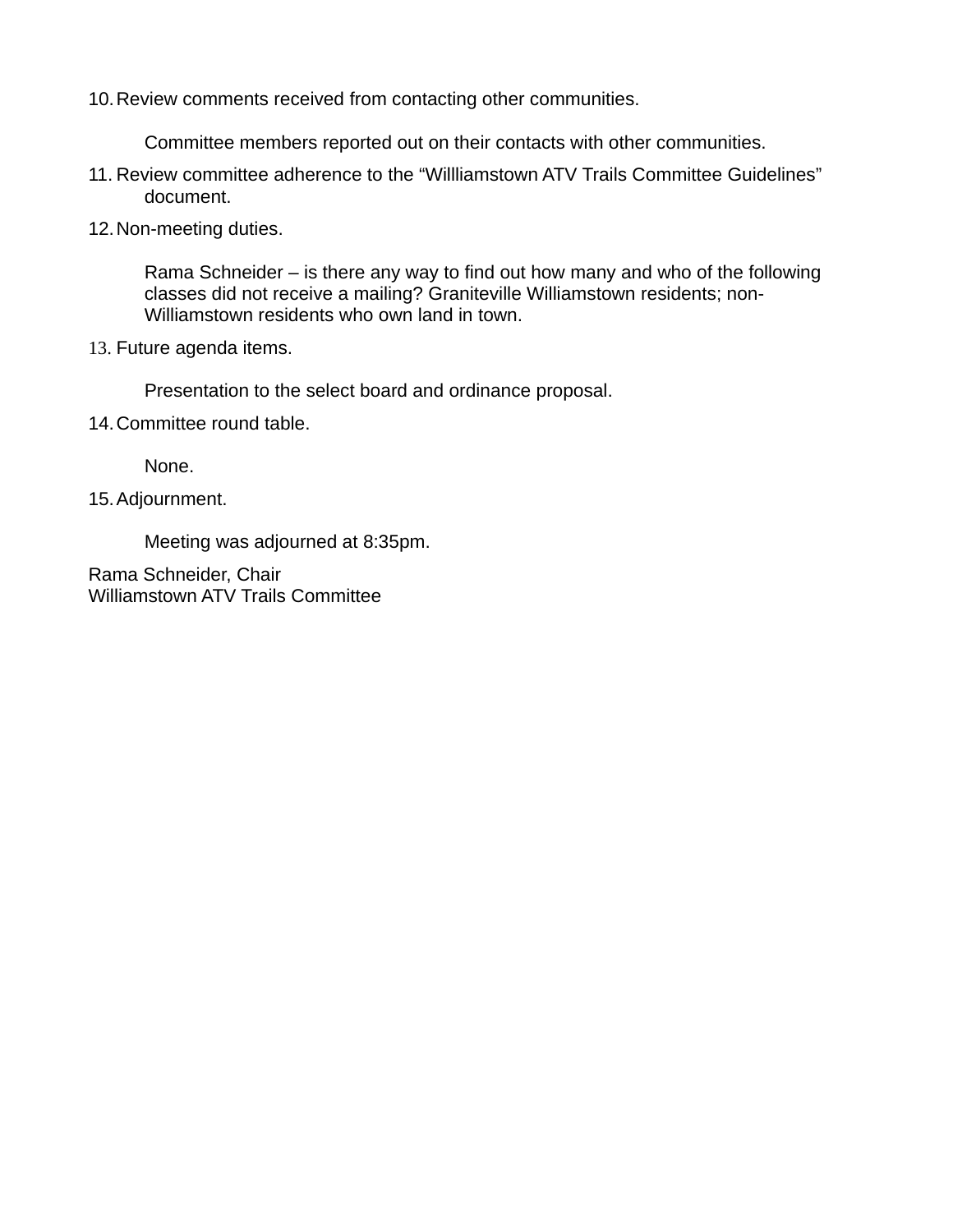10. Review comments received from contacting other communities.

    Committee members reported out on their contacts with other communities.

11. Review committee adherence to the "Willliamstown ATV Trails Committee Guidelines" document.

12. Non-meeting duties.

    Rama Schneider – is there any way to find out how many and who of the following classes did not receive a mailing? Graniteville Williamstown residents; non-Williamstown residents who own land in town.

13. Future agenda items.

    Presentation to the select board and ordinance proposal.

14. Committee round table.

    None.

15. Adjournment.

    Meeting was adjourned at 8:35pm.

Rama Schneider, Chair
Williamstown ATV Trails Committee